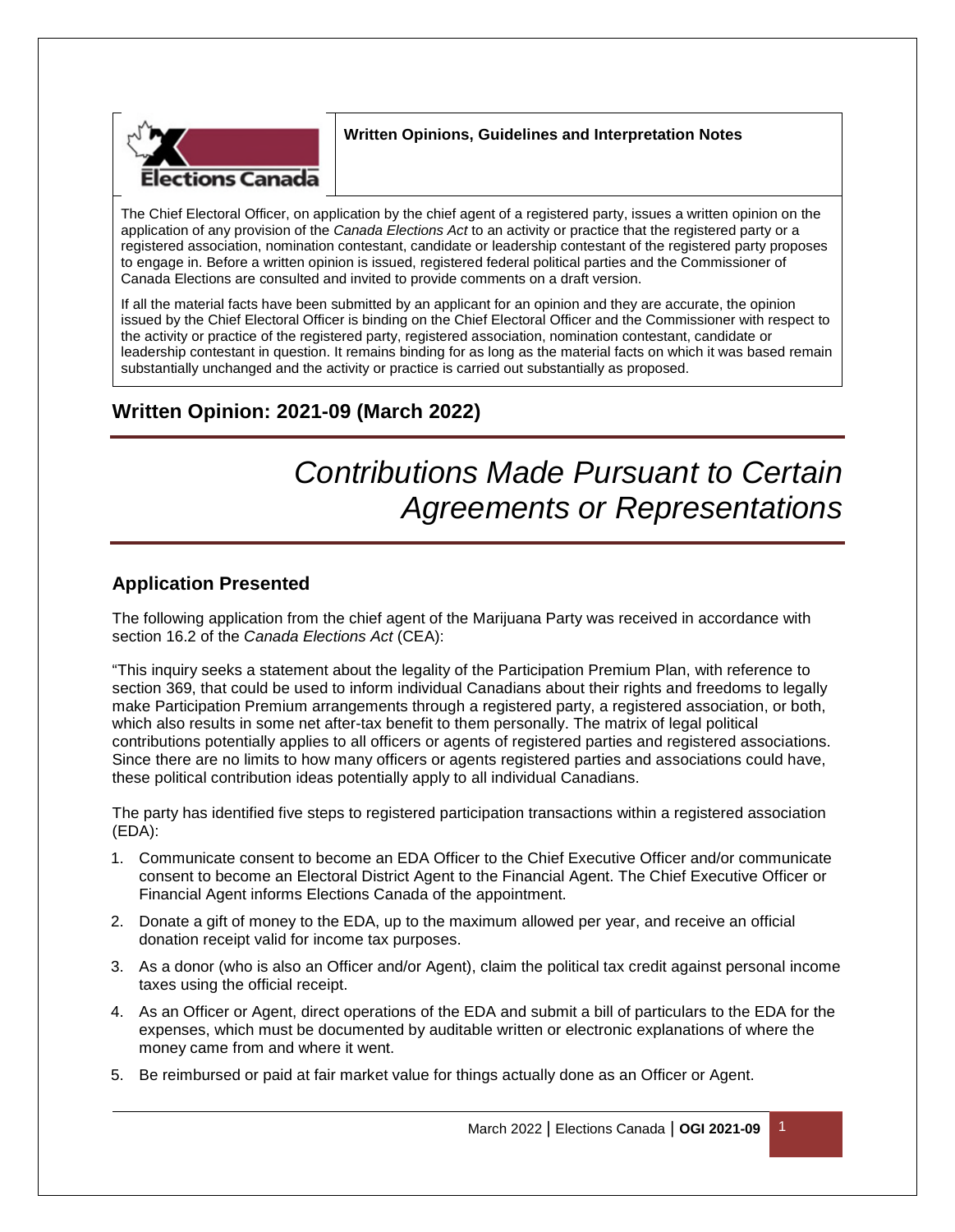**Written Opinions, Guidelines and Interpretation Notes**

The Chief Electoral Officer, on application by the chief agent of a registered party, issues a written opinion on the application of any provision of the *Canada Elections Act* to an activity or practice that the registered party or a registered association, nomination contestant, candidate or leadership contestant of the registered party proposes to engage in. Before a written opinion is issued, registered federal political parties and the Commissioner of Canada Elections are consulted and invited to provide comments on a draft version.

If all the material facts have been submitted by an applicant for an opinion and they are accurate, the opinion issued by the Chief Electoral Officer is binding on the Chief Electoral Officer and the Commissioner with respect to the activity or practice of the registered party, registered association, nomination contestant, candidate or leadership contestant in question. It remains binding for as long as the material facts on which it was based remain substantially unchanged and the activity or practice is carried out substantially as proposed.

## Written Opinion: 2021-09 (March 2022)

# *Contributions Made Pursuant to Certain Agreements or Representations*

## Application Presented

The following application from the chief agent of the Marijuana Party was received in accordance with section 16.2 of the *Canada Elections Act* (CEA):

"This inquiry seeks a statement about the legality of the Participation Premium Plan, with reference to section 369, that could be used to inform individual Canadians about their rights and freedoms to legally make Participation Premium arrangements through a registered party, a registered association, or both, which also results in some net after-tax benefit to them personally. The matrix of legal political contributions potentially applies to all officers or agents of registered parties and registered associations. Since there are no limits to how many officers or agents registered parties and associations could have, these political contribution ideas potentially apply to all individual Canadians.

The party has identified five steps to registered participation transactions within a registered association (EDA):

1. Communicate consent to become an EDA Officer to the Chief Executive Officer and/or communicate consent to become an Electoral District Agent to the Financial Agent. The Chief Executive Officer or Financial Agent informs Elections Canada of the appointment.
2. Donate a gift of money to the EDA, up to the maximum allowed per year, and receive an official donation receipt valid for income tax purposes.
3. As a donor (who is also an Officer and/or Agent), claim the political tax credit against personal income taxes using the official receipt.
4. As an Officer or Agent, direct operations of the EDA and submit a bill of particulars to the EDA for the expenses, which must be documented by auditable written or electronic explanations of where the money came from and where it went.
5. Be reimbursed or paid at fair market value for things actually done as an Officer or Agent.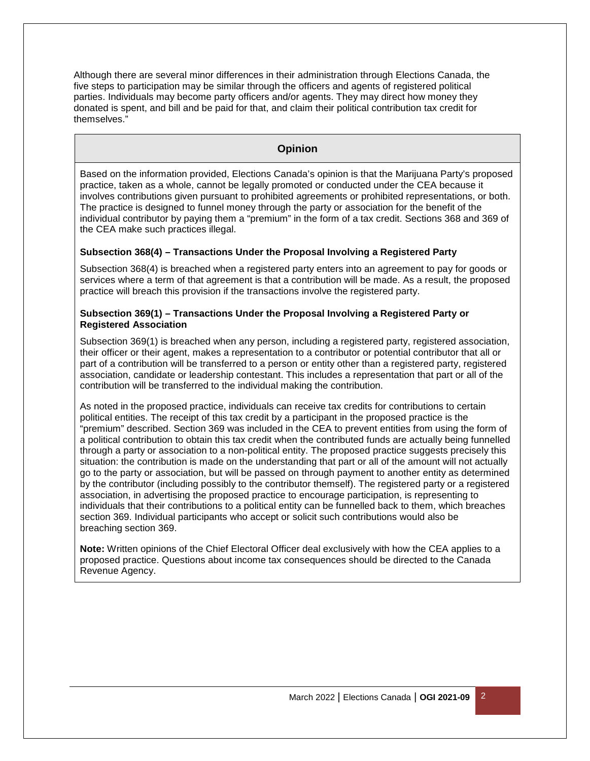Although there are several minor differences in their administration through Elections Canada, the five steps to participation may be similar through the officers and agents of registered political parties. Individuals may become party officers and/or agents. They may direct how money they donated is spent, and bill and be paid for that, and claim their political contribution tax credit for themselves."

## Opinion

Based on the information provided, Elections Canada's opinion is that the Marijuana Party's proposed practice, taken as a whole, cannot be legally promoted or conducted under the CEA because it involves contributions given pursuant to prohibited agreements or prohibited representations, or both. The practice is designed to funnel money through the party or association for the benefit of the individual contributor by paying them a "premium" in the form of a tax credit. Sections 368 and 369 of the CEA make such practices illegal.

**Subsection 368(4) – Transactions Under the Proposal Involving a Registered Party**

Subsection 368(4) is breached when a registered party enters into an agreement to pay for goods or services where a term of that agreement is that a contribution will be made. As a result, the proposed practice will breach this provision if the transactions involve the registered party.

**Subsection 369(1) – Transactions Under the Proposal Involving a Registered Party or Registered Association**

Subsection 369(1) is breached when any person, including a registered party, registered association, their officer or their agent, makes a representation to a contributor or potential contributor that all or part of a contribution will be transferred to a person or entity other than a registered party, registered association, candidate or leadership contestant. This includes a representation that part or all of the contribution will be transferred to the individual making the contribution.

As noted in the proposed practice, individuals can receive tax credits for contributions to certain political entities. The receipt of this tax credit by a participant in the proposed practice is the "premium" described. Section 369 was included in the CEA to prevent entities from using the form of a political contribution to obtain this tax credit when the contributed funds are actually being funnelled through a party or association to a non-political entity. The proposed practice suggests precisely this situation: the contribution is made on the understanding that part or all of the amount will not actually go to the party or association, but will be passed on through payment to another entity as determined by the contributor (including possibly to the contributor themself). The registered party or a registered association, in advertising the proposed practice to encourage participation, is representing to individuals that their contributions to a political entity can be funnelled back to them, which breaches section 369. Individual participants who accept or solicit such contributions would also be breaching section 369.

**Note:** Written opinions of the Chief Electoral Officer deal exclusively with how the CEA applies to a proposed practice. Questions about income tax consequences should be directed to the Canada Revenue Agency.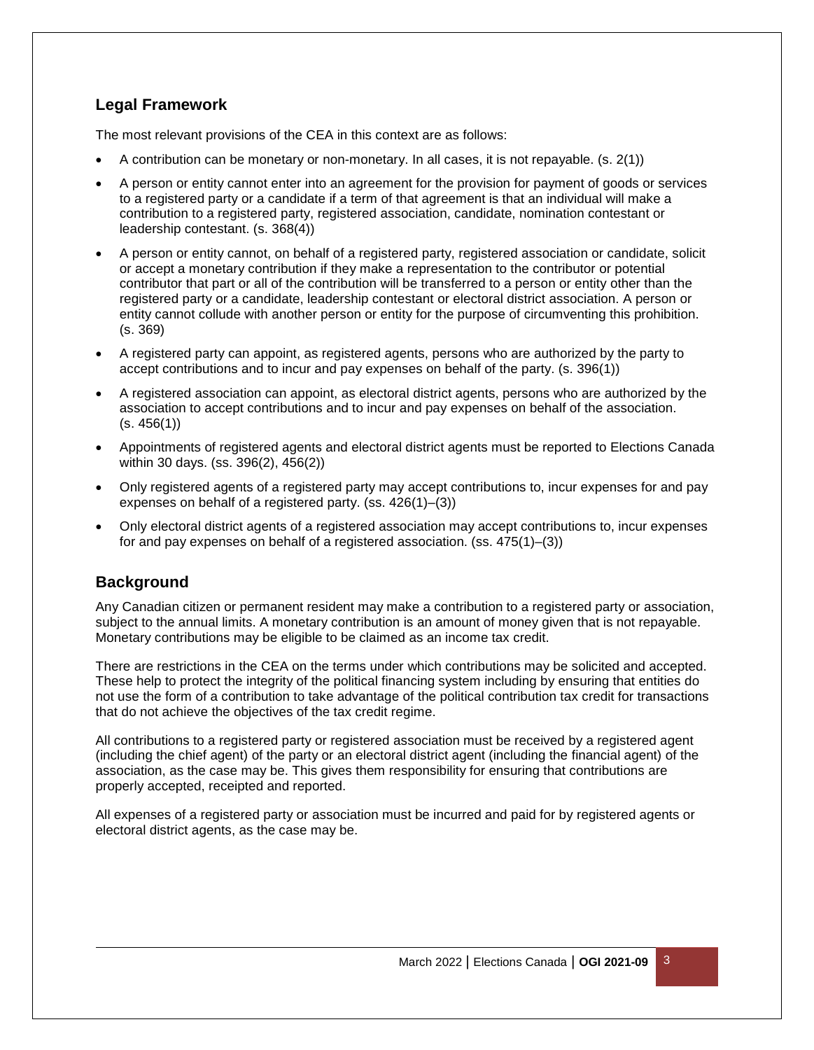## Legal Framework

The most relevant provisions of the CEA in this context are as follows:

- A contribution can be monetary or non-monetary. In all cases, it is not repayable. (s. 2(1))
- A person or entity cannot enter into an agreement for the provision for payment of goods or services to a registered party or a candidate if a term of that agreement is that an individual will make a contribution to a registered party, registered association, candidate, nomination contestant or leadership contestant. (s. 368(4))
- A person or entity cannot, on behalf of a registered party, registered association or candidate, solicit or accept a monetary contribution if they make a representation to the contributor or potential contributor that part or all of the contribution will be transferred to a person or entity other than the registered party or a candidate, leadership contestant or electoral district association. A person or entity cannot collude with another person or entity for the purpose of circumventing this prohibition. (s. 369)
- A registered party can appoint, as registered agents, persons who are authorized by the party to accept contributions and to incur and pay expenses on behalf of the party. (s. 396(1))
- A registered association can appoint, as electoral district agents, persons who are authorized by the association to accept contributions and to incur and pay expenses on behalf of the association. (s. 456(1))
- Appointments of registered agents and electoral district agents must be reported to Elections Canada within 30 days. (ss. 396(2), 456(2))
- Only registered agents of a registered party may accept contributions to, incur expenses for and pay expenses on behalf of a registered party. (ss. 426(1)–(3))
- Only electoral district agents of a registered association may accept contributions to, incur expenses for and pay expenses on behalf of a registered association. (ss. 475(1)–(3))

## Background

Any Canadian citizen or permanent resident may make a contribution to a registered party or association, subject to the annual limits. A monetary contribution is an amount of money given that is not repayable. Monetary contributions may be eligible to be claimed as an income tax credit.

There are restrictions in the CEA on the terms under which contributions may be solicited and accepted. These help to protect the integrity of the political financing system including by ensuring that entities do not use the form of a contribution to take advantage of the political contribution tax credit for transactions that do not achieve the objectives of the tax credit regime.

All contributions to a registered party or registered association must be received by a registered agent (including the chief agent) of the party or an electoral district agent (including the financial agent) of the association, as the case may be. This gives them responsibility for ensuring that contributions are properly accepted, receipted and reported.

All expenses of a registered party or association must be incurred and paid for by registered agents or electoral district agents, as the case may be.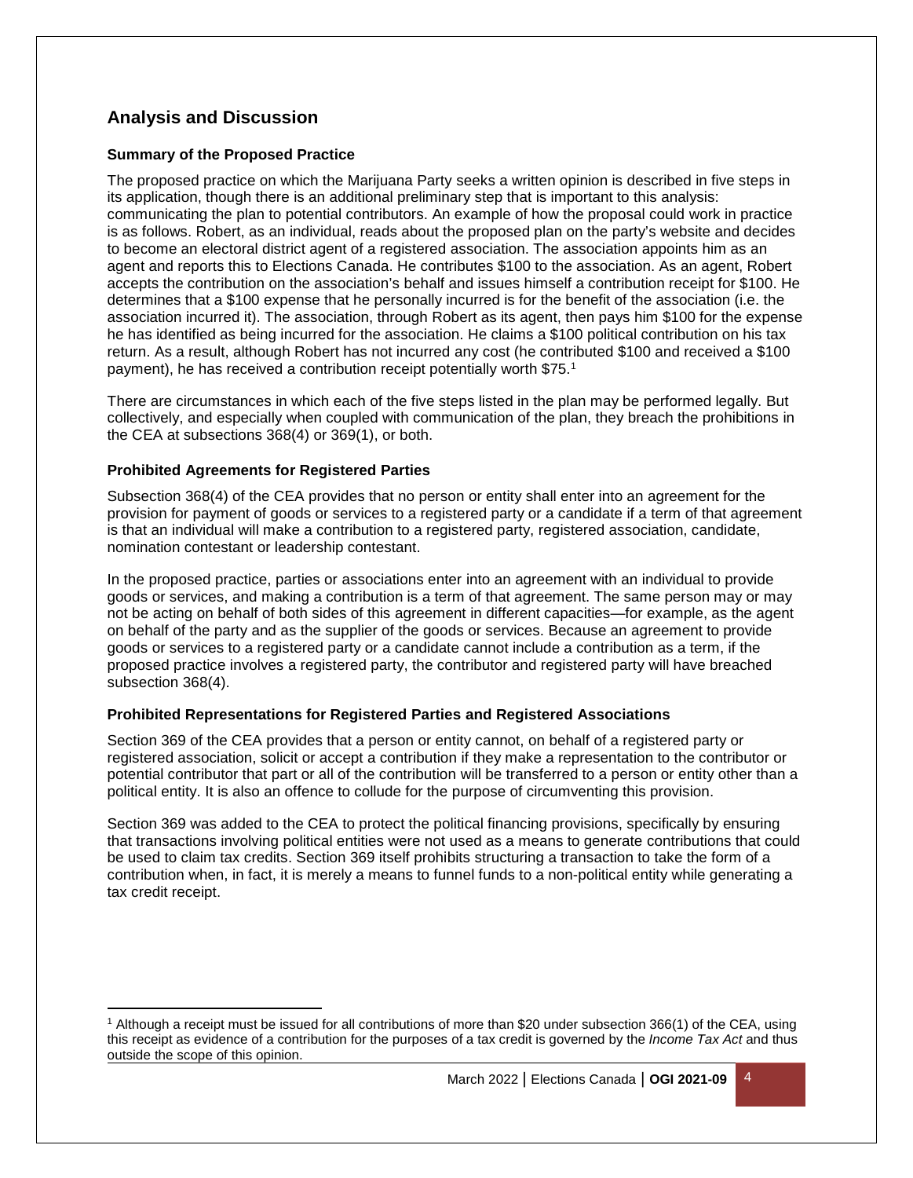## Analysis and Discussion

### Summary of the Proposed Practice

The proposed practice on which the Marijuana Party seeks a written opinion is described in five steps in its application, though there is an additional preliminary step that is important to this analysis: communicating the plan to potential contributors. An example of how the proposal could work in practice is as follows. Robert, as an individual, reads about the proposed plan on the party's website and decides to become an electoral district agent of a registered association. The association appoints him as an agent and reports this to Elections Canada. He contributes $100 to the association. As an agent, Robert accepts the contribution on the association's behalf and issues himself a contribution receipt for $100. He determines that a $100 expense that he personally incurred is for the benefit of the association (i.e. the association incurred it). The association, through Robert as its agent, then pays him $100 for the expense he has identified as being incurred for the association. He claims a $100 political contribution on his tax return. As a result, although Robert has not incurred any cost (he contributed $100 and received a $100 payment), he has received a contribution receipt potentially worth $75.[1]

There are circumstances in which each of the five steps listed in the plan may be performed legally. But collectively, and especially when coupled with communication of the plan, they breach the prohibitions in the CEA at subsections 368(4) or 369(1), or both.

### Prohibited Agreements for Registered Parties

Subsection 368(4) of the CEA provides that no person or entity shall enter into an agreement for the provision for payment of goods or services to a registered party or a candidate if a term of that agreement is that an individual will make a contribution to a registered party, registered association, candidate, nomination contestant or leadership contestant.

In the proposed practice, parties or associations enter into an agreement with an individual to provide goods or services, and making a contribution is a term of that agreement. The same person may or may not be acting on behalf of both sides of this agreement in different capacities—for example, as the agent on behalf of the party and as the supplier of the goods or services. Because an agreement to provide goods or services to a registered party or a candidate cannot include a contribution as a term, if the proposed practice involves a registered party, the contributor and registered party will have breached subsection 368(4).

### Prohibited Representations for Registered Parties and Registered Associations

Section 369 of the CEA provides that a person or entity cannot, on behalf of a registered party or registered association, solicit or accept a contribution if they make a representation to the contributor or potential contributor that part or all of the contribution will be transferred to a person or entity other than a political entity. It is also an offence to collude for the purpose of circumventing this provision.

Section 369 was added to the CEA to protect the political financing provisions, specifically by ensuring that transactions involving political entities were not used as a means to generate contributions that could be used to claim tax credits. Section 369 itself prohibits structuring a transaction to take the form of a contribution when, in fact, it is merely a means to funnel funds to a non-political entity while generating a tax credit receipt.

---

[1] Although a receipt must be issued for all contributions of more than $20 under subsection 366(1) of the CEA, using this receipt as evidence of a contribution for the purposes of a tax credit is governed by the *Income Tax Act* and thus outside the scope of this opinion.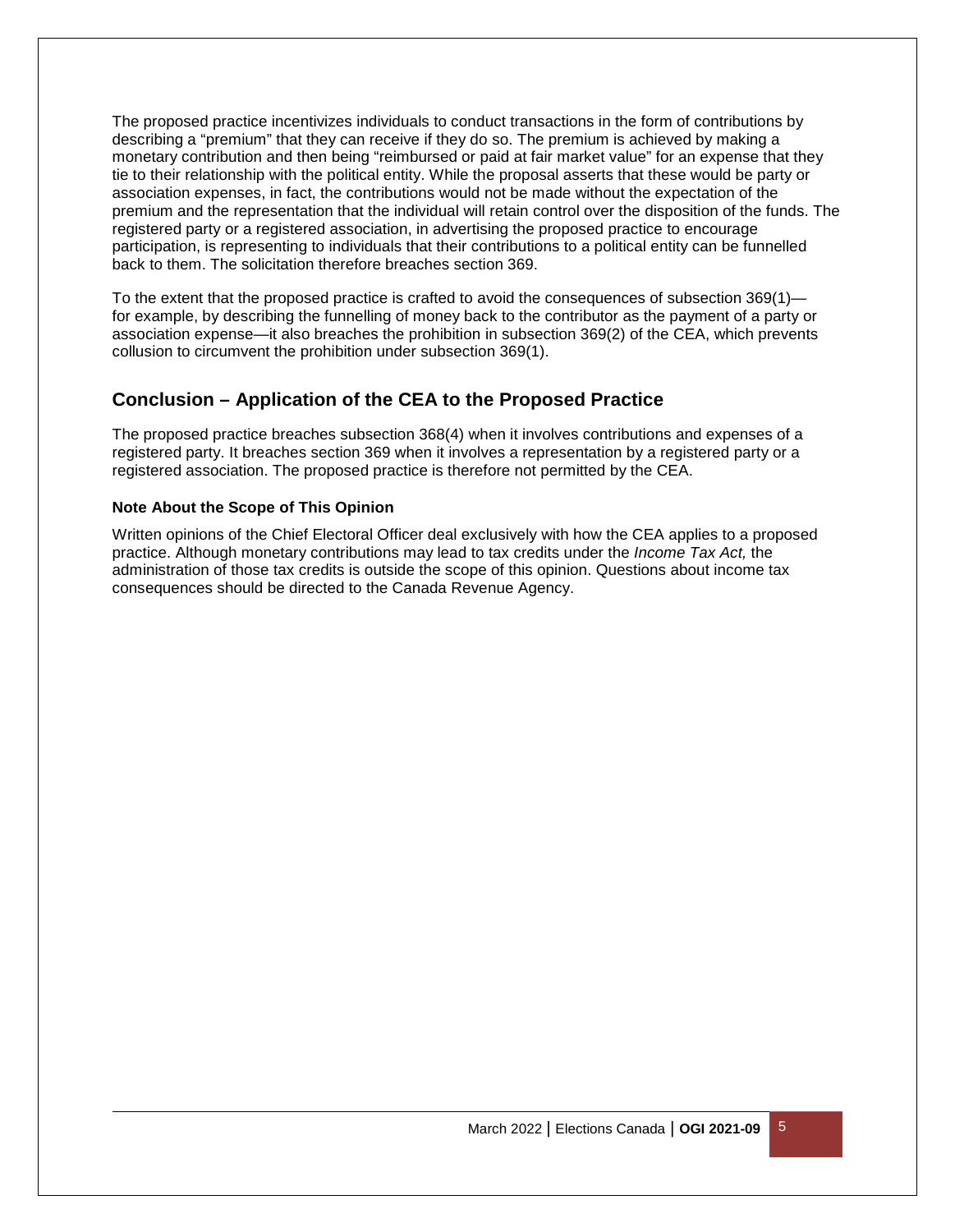The proposed practice incentivizes individuals to conduct transactions in the form of contributions by describing a "premium" that they can receive if they do so. The premium is achieved by making a monetary contribution and then being "reimbursed or paid at fair market value" for an expense that they tie to their relationship with the political entity. While the proposal asserts that these would be party or association expenses, in fact, the contributions would not be made without the expectation of the premium and the representation that the individual will retain control over the disposition of the funds. The registered party or a registered association, in advertising the proposed practice to encourage participation, is representing to individuals that their contributions to a political entity can be funnelled back to them. The solicitation therefore breaches section 369.

To the extent that the proposed practice is crafted to avoid the consequences of subsection 369(1)—for example, by describing the funnelling of money back to the contributor as the payment of a party or association expense—it also breaches the prohibition in subsection 369(2) of the CEA, which prevents collusion to circumvent the prohibition under subsection 369(1).

## Conclusion – Application of the CEA to the Proposed Practice

The proposed practice breaches subsection 368(4) when it involves contributions and expenses of a registered party. It breaches section 369 when it involves a representation by a registered party or a registered association. The proposed practice is therefore not permitted by the CEA.

### Note About the Scope of This Opinion

Written opinions of the Chief Electoral Officer deal exclusively with how the CEA applies to a proposed practice. Although monetary contributions may lead to tax credits under the *Income Tax Act,* the administration of those tax credits is outside the scope of this opinion. Questions about income tax consequences should be directed to the Canada Revenue Agency.